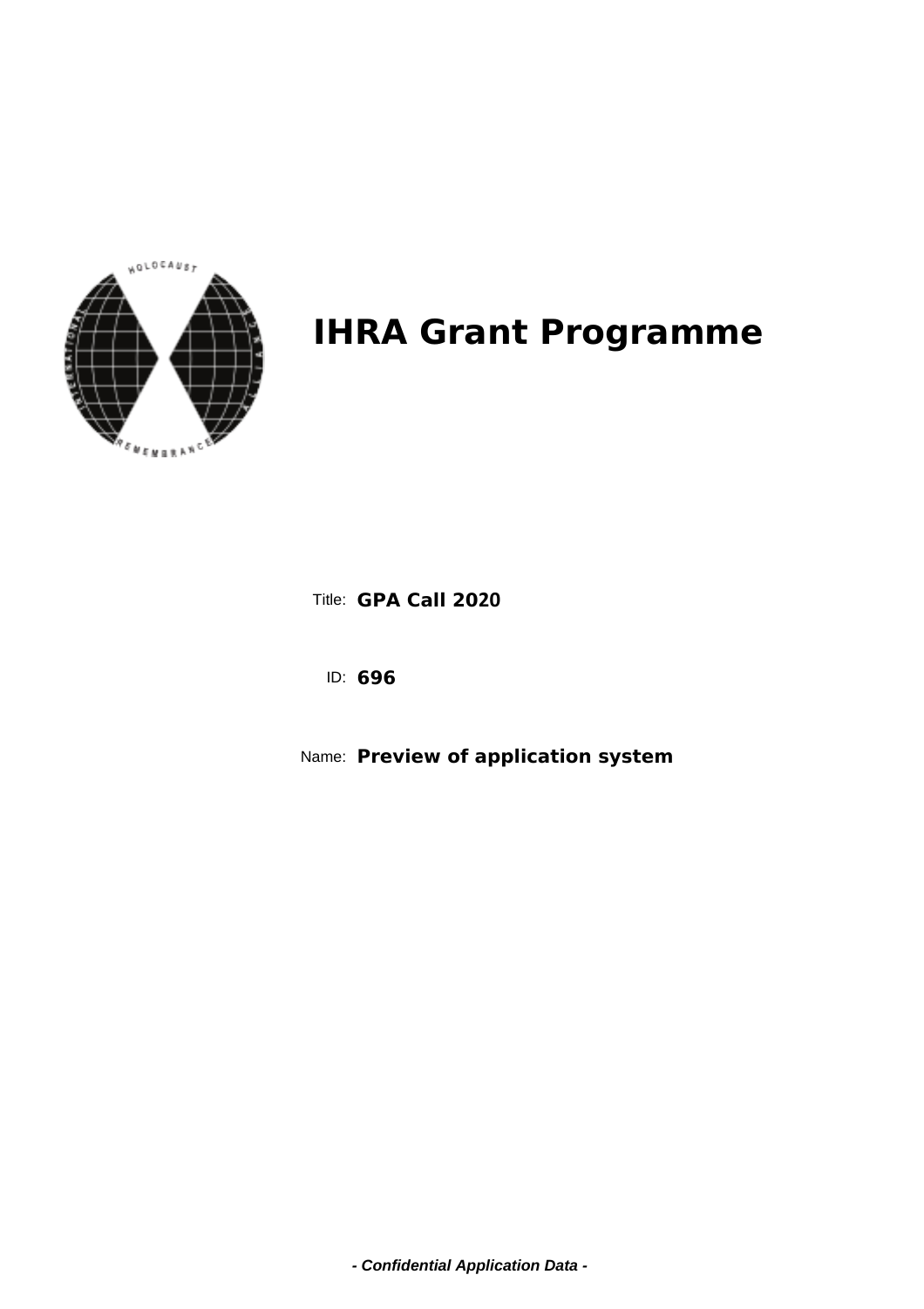# IHRA Grant Programme

Title: **GPA Call 2020**

ID: **696**

Name: **Preview of application system**

***- Confidential Application Data -***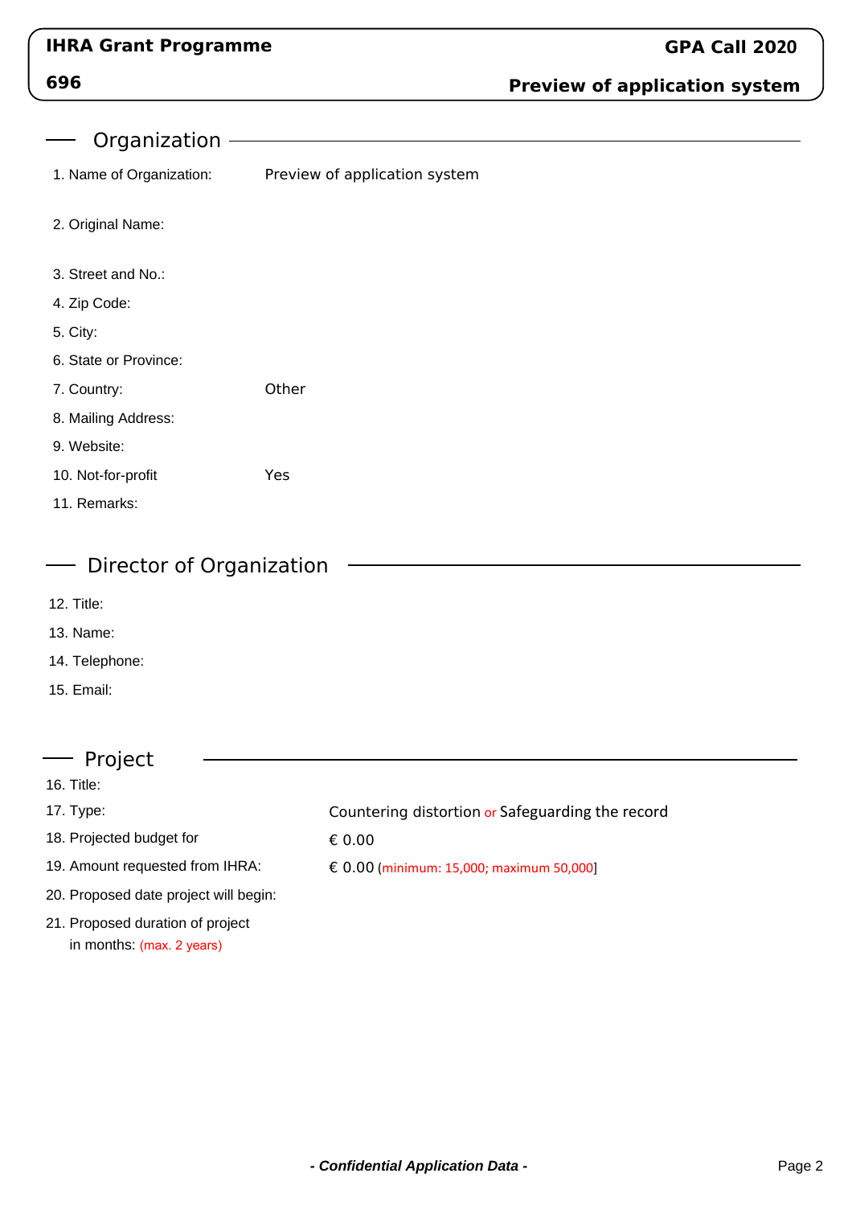**IHRA Grant Programme** — **GPA Call 2020**

**696** — **Preview of application system**

## Organization

1. Name of Organization: Preview of application system

2. Original Name:

3. Street and No.:

4. Zip Code:

5. City:

6. State or Province:

7. Country: Other

8. Mailing Address:

9. Website:

10. Not-for-profit: Yes

11. Remarks:

## Director of Organization

12. Title:

13. Name:

14. Telephone:

15. Email:

## Project

16. Title:

17. Type: Countering distortion or Safeguarding the record

18. Projected budget for: € 0.00

19. Amount requested from IHRA: € 0.00 (minimum: 15,000; maximum 50,000]

20. Proposed date project will begin:

21. Proposed duration of project in months: (max. 2 years)

*- Confidential Application Data -*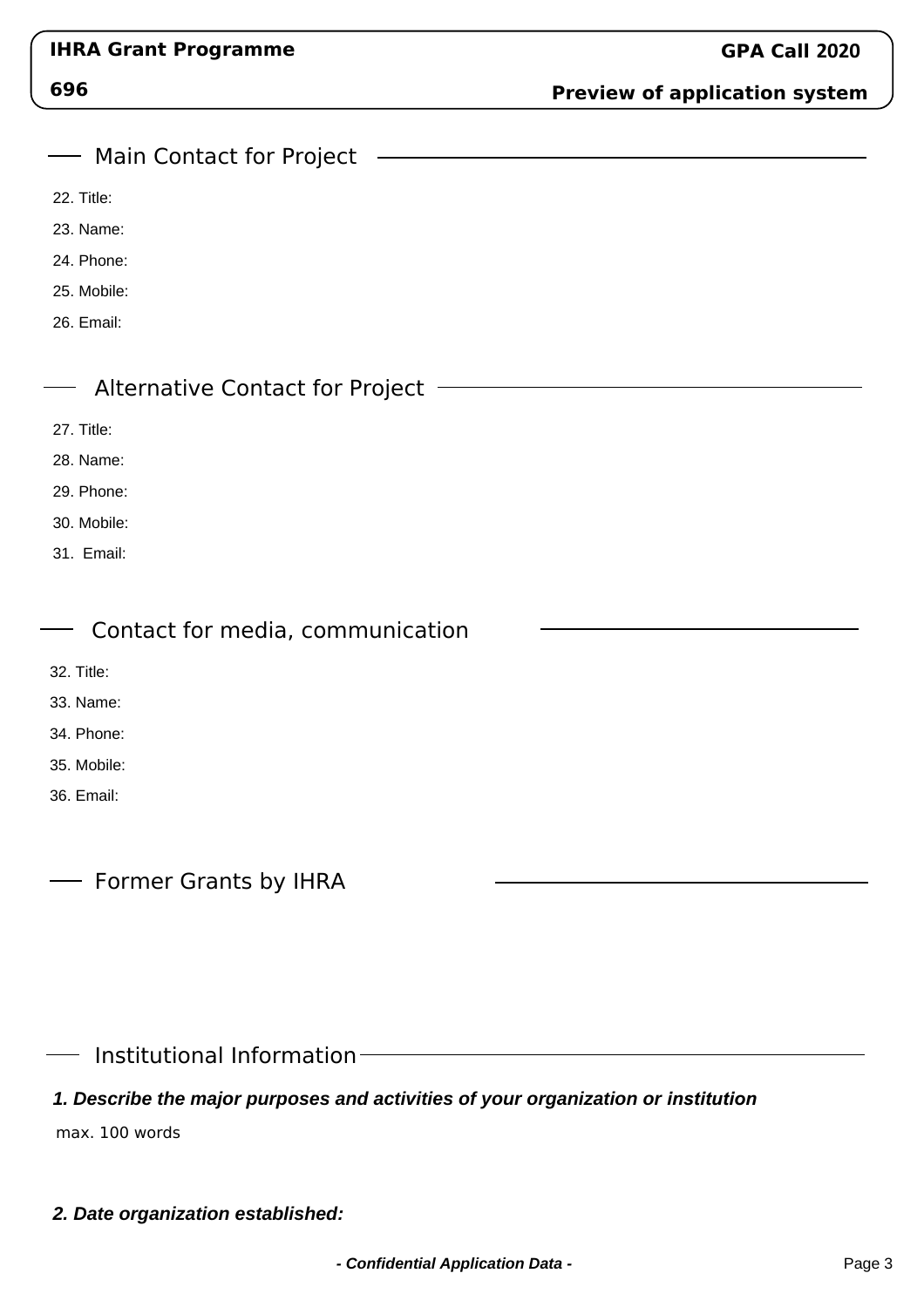## Main Contact for Project

22. Title:
23. Name:
24. Phone:
25. Mobile:
26. Email:

## Alternative Contact for Project

27. Title:
28. Name:
29. Phone:
30. Mobile:
31. Email:

## Contact for media, communication

32. Title:
33. Name:
34. Phone:
35. Mobile:
36. Email:

## Former Grants by IHRA

## Institutional Information

***1. Describe the major purposes and activities of your organization or institution***

max. 100 words

***2. Date organization established:***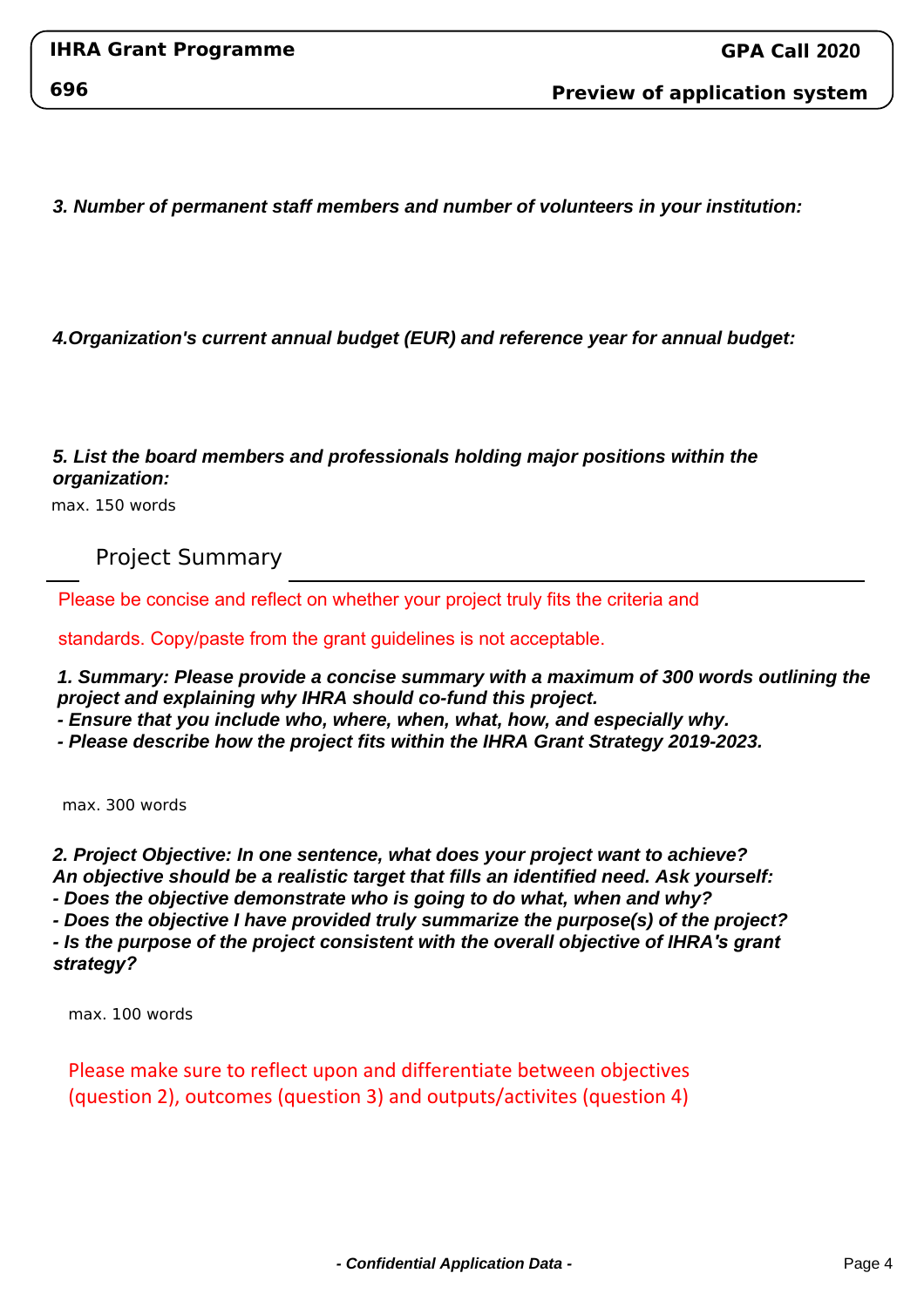***3. Number of permanent staff members and number of volunteers in your institution:***

***4.Organization's current annual budget (EUR) and reference year for annual budget:***

***5. List the board members and professionals holding major positions within the organization:***

max. 150 words

## Project Summary

Please be concise and reflect on whether your project truly fits the criteria and standards. Copy/paste from the grant guidelines is not acceptable.

***1. Summary: Please provide a concise summary with a maximum of 300 words outlining the project and explaining why IHRA should co-fund this project.***
***- Ensure that you include who, where, when, what, how, and especially why.***
***- Please describe how the project fits within the IHRA Grant Strategy 2019-2023.***

max. 300 words

***2. Project Objective: In one sentence, what does your project want to achieve?***
***An objective should be a realistic target that fills an identified need. Ask yourself:***
***- Does the objective demonstrate who is going to do what, when and why?***
***- Does the objective I have provided truly summarize the purpose(s) of the project?***
***- Is the purpose of the project consistent with the overall objective of IHRA's grant strategy?***

max. 100 words

Please make sure to reflect upon and differentiate between objectives (question 2), outcomes (question 3) and outputs/activites (question 4)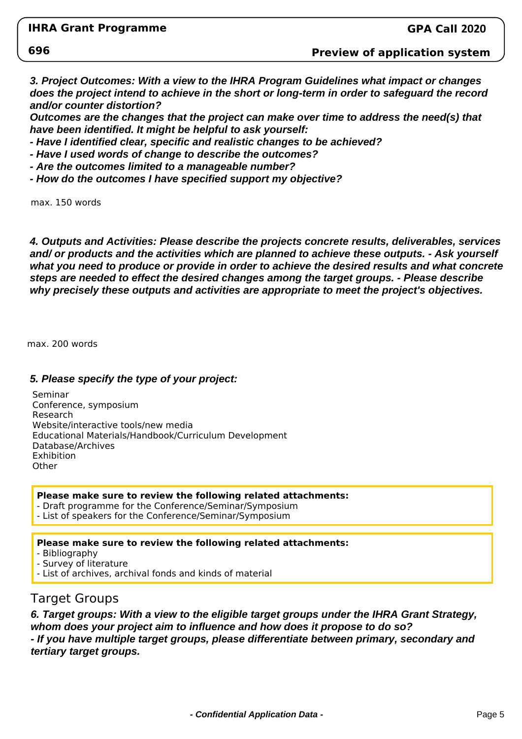***3. Project Outcomes: With a view to the IHRA Program Guidelines what impact or changes does the project intend to achieve in the short or long-term in order to safeguard the record and/or counter distortion?***
***Outcomes are the changes that the project can make over time to address the need(s) that have been identified. It might be helpful to ask yourself:***
***- Have I identified clear, specific and realistic changes to be achieved?***
***- Have I used words of change to describe the outcomes?***
***- Are the outcomes limited to a manageable number?***
***- How do the outcomes I have specified support my objective?***

max. 150 words

***4. Outputs and Activities: Please describe the projects concrete results, deliverables, services and/ or products and the activities which are planned to achieve these outputs. - Ask yourself what you need to produce or provide in order to achieve the desired results and what concrete steps are needed to effect the desired changes among the target groups. - Please describe why precisely these outputs and activities are appropriate to meet the project's objectives.***

max. 200 words

***5. Please specify the type of your project:***

Seminar
Conference, symposium
Research
Website/interactive tools/new media
Educational Materials/Handbook/Curriculum Development
Database/Archives
Exhibition
Other

**Please make sure to review the following related attachments:**
- Draft programme for the Conference/Seminar/Symposium
- List of speakers for the Conference/Seminar/Symposium

**Please make sure to review the following related attachments:**
- Bibliography
- Survey of literature
- List of archives, archival fonds and kinds of material

## Target Groups

***6. Target groups: With a view to the eligible target groups under the IHRA Grant Strategy, whom does your project aim to influence and how does it propose to do so?***
***- If you have multiple target groups, please differentiate between primary, secondary and tertiary target groups.***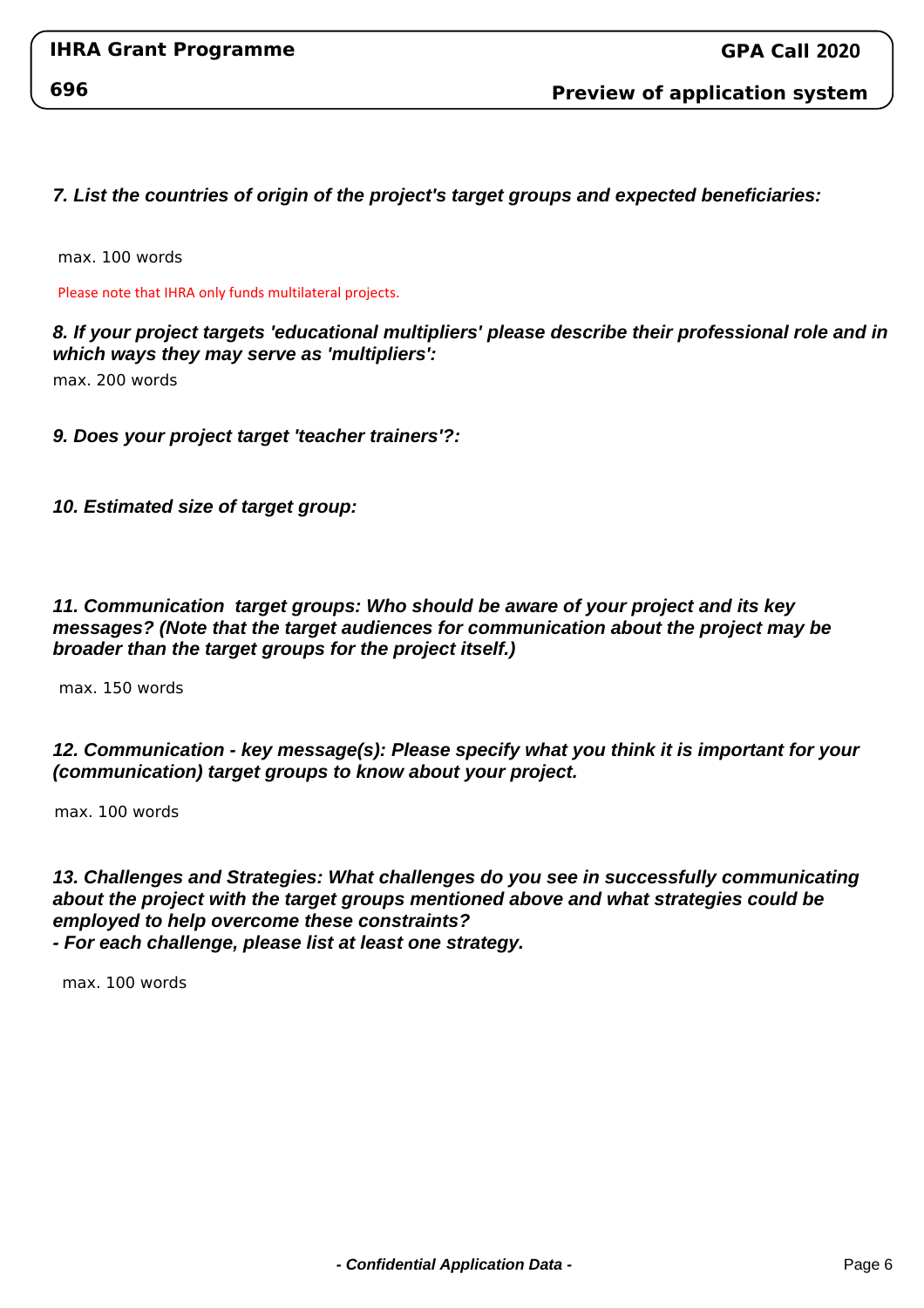***7. List the countries of origin of the project's target groups and expected beneficiaries:***

max. 100 words

Please note that IHRA only funds multilateral projects.

***8. If your project targets 'educational multipliers' please describe their professional role and in which ways they may serve as 'multipliers':***

max. 200 words

***9. Does your project target 'teacher trainers'?:***

***10. Estimated size of target group:***

***11. Communication  target groups: Who should be aware of your project and its key messages? (Note that the target audiences for communication about the project may be broader than the target groups for the project itself.)***

max. 150 words

***12. Communication - key message(s): Please specify what you think it is important for your (communication) target groups to know about your project.***

max. 100 words

***13. Challenges and Strategies: What challenges do you see in successfully communicating about the project with the target groups mentioned above and what strategies could be employed to help overcome these constraints?***
***- For each challenge, please list at least one strategy.***

max. 100 words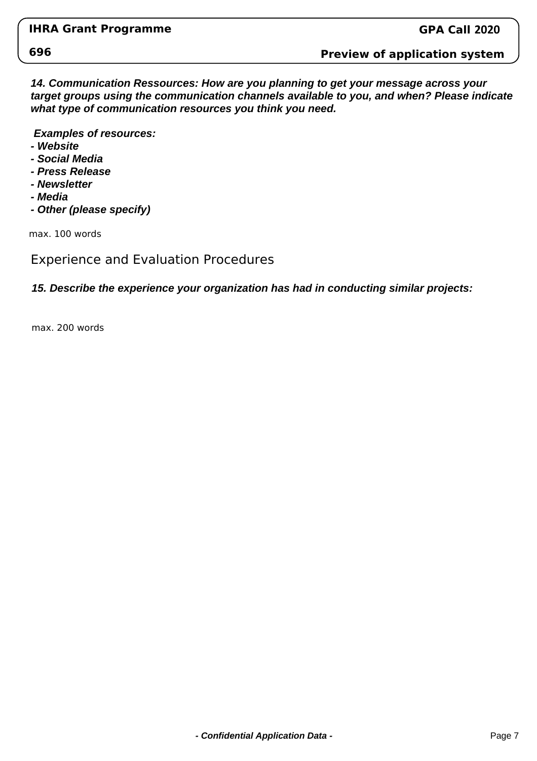***14. Communication Ressources: How are you planning to get your message across your target groups using the communication channels available to you, and when? Please indicate what type of communication resources you think you need.***

***Examples of resources:***

***- Website***
***- Social Media***
***- Press Release***
***- Newsletter***
***- Media***
***- Other (please specify)***

max. 100 words

## Experience and Evaluation Procedures

***15. Describe the experience your organization has had in conducting similar projects:***

max. 200 words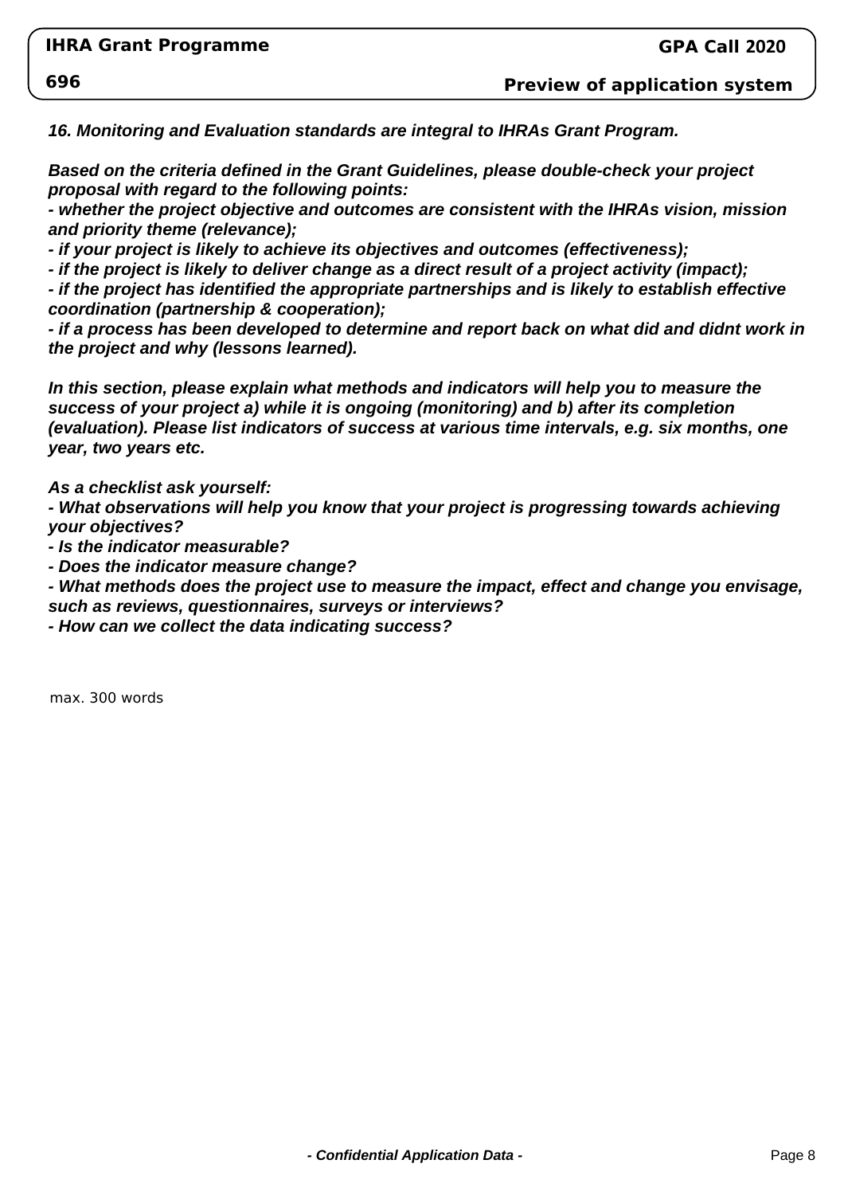***16. Monitoring and Evaluation standards are integral to IHRAs Grant Program.***

***Based on the criteria defined in the Grant Guidelines, please double-check your project proposal with regard to the following points:***
***- whether the project objective and outcomes are consistent with the IHRAs vision, mission and priority theme (relevance);***
***- if your project is likely to achieve its objectives and outcomes (effectiveness);***
***- if the project is likely to deliver change as a direct result of a project activity (impact);***
***- if the project has identified the appropriate partnerships and is likely to establish effective coordination (partnership & cooperation);***
***- if a process has been developed to determine and report back on what did and didnt work in the project and why (lessons learned).***

***In this section, please explain what methods and indicators will help you to measure the success of your project a) while it is ongoing (monitoring) and b) after its completion (evaluation). Please list indicators of success at various time intervals, e.g. six months, one year, two years etc.***

***As a checklist ask yourself:***
***- What observations will help you know that your project is progressing towards achieving your objectives?***
***- Is the indicator measurable?***
***- Does the indicator measure change?***
***- What methods does the project use to measure the impact, effect and change you envisage, such as reviews, questionnaires, surveys or interviews?***
***- How can we collect the data indicating success?***

max. 300 words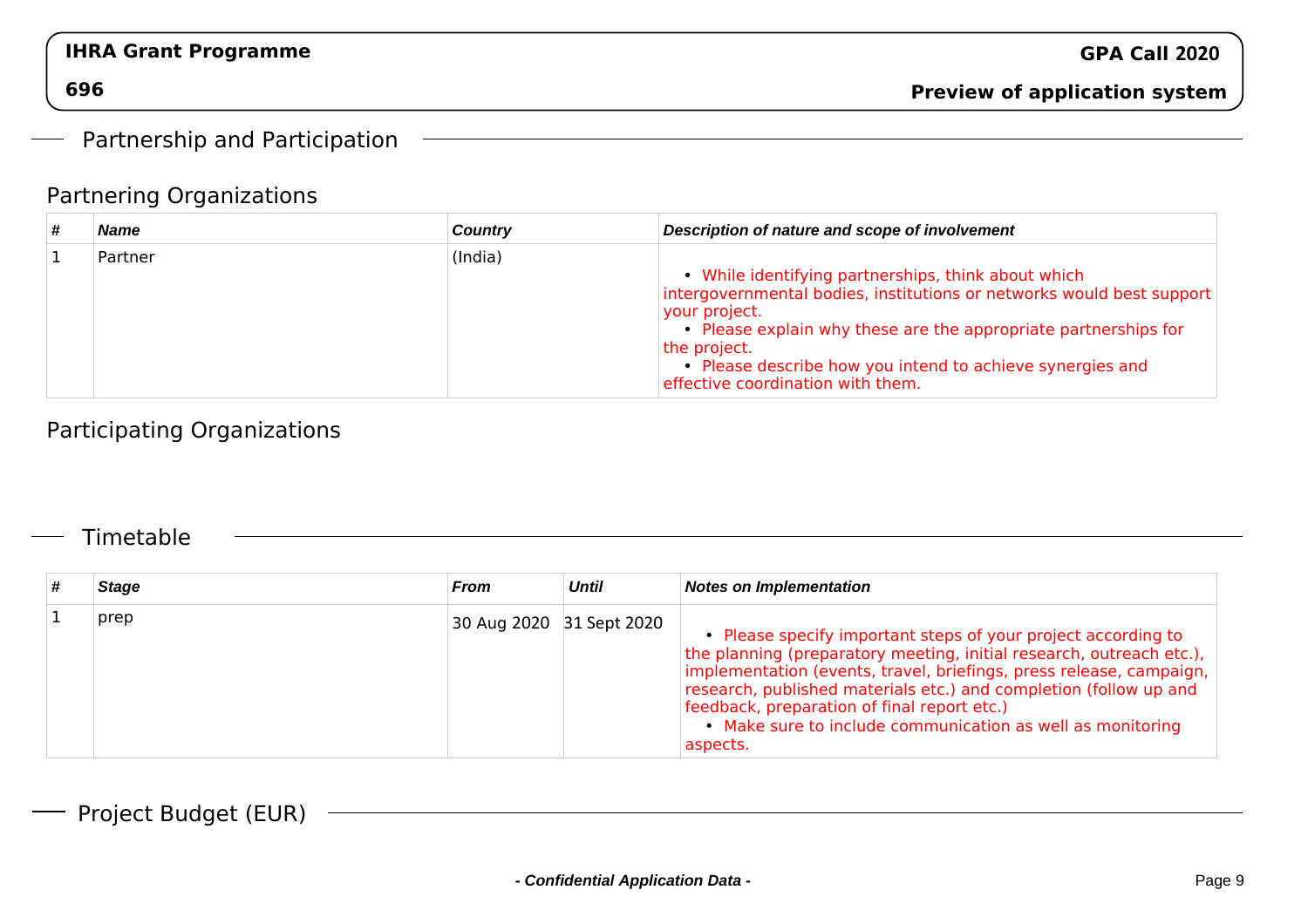## Partnership and Participation

### Partnering Organizations

| # | Name | Country | Description of nature and scope of involvement |
|---|---|---|---|
| 1 | Partner | (India) | • While identifying partnerships, think about which intergovernmental bodies, institutions or networks would best support your project.<br>• Please explain why these are the appropriate partnerships for the project.<br>• Please describe how you intend to achieve synergies and effective coordination with them. |

### Participating Organizations

## Timetable

| # | Stage | From | Until | Notes on Implementation |
|---|---|---|---|---|
| 1 | prep | 30 Aug 2020 | 31 Sept 2020 | • Please specify important steps of your project according to the planning (preparatory meeting, initial research, outreach etc.), implementation (events, travel, briefings, press release, campaign, research, published materials etc.) and completion (follow up and feedback, preparation of final report etc.)<br>• Make sure to include communication as well as monitoring aspects. |

## Project Budget (EUR)

*- Confidential Application Data -*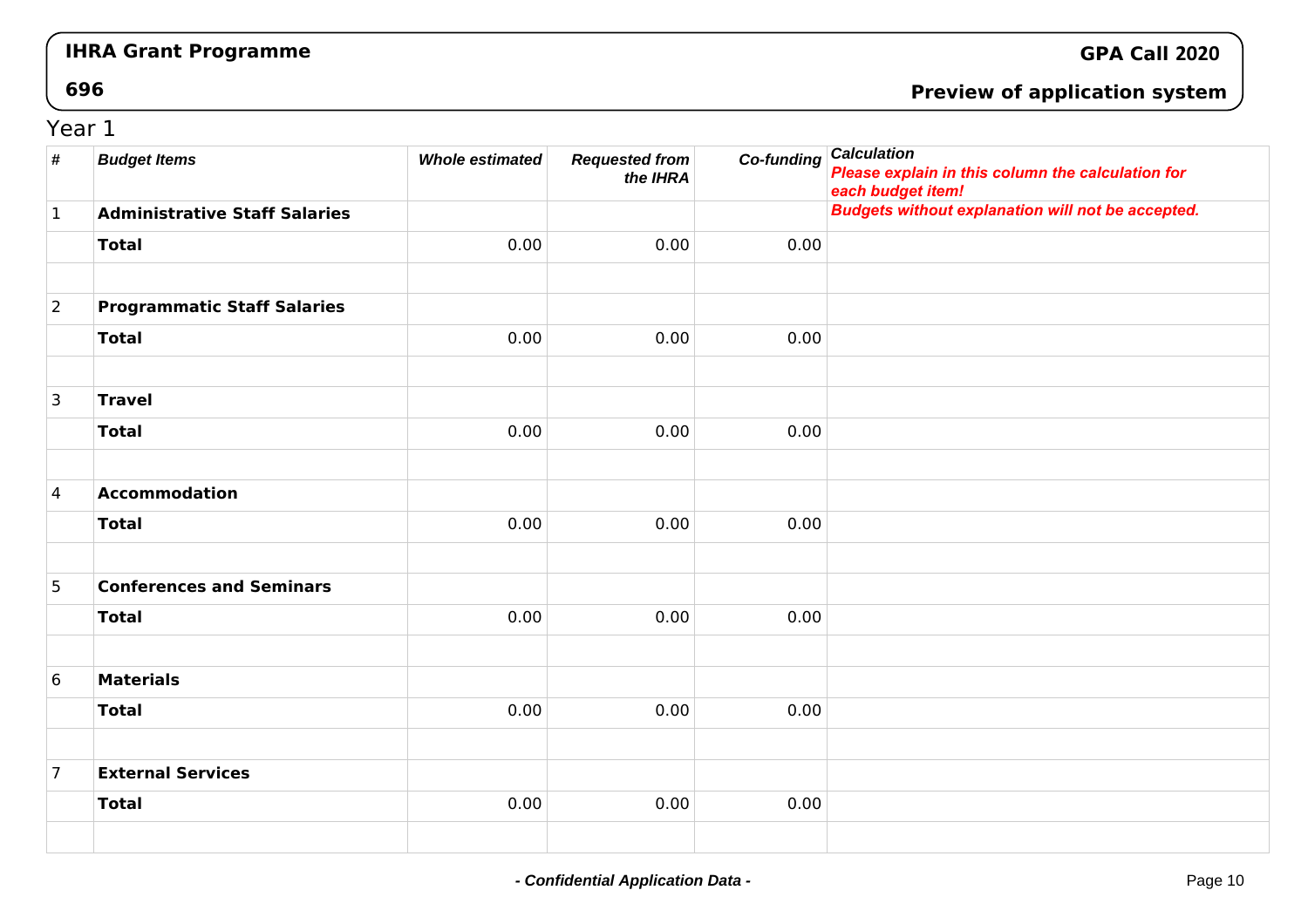## Year 1

| # | *Budget Items* | *Whole estimated* | *Requested from the IHRA* | *Co-funding* | *Calculation* ***Please explain in this column the calculation for each budget item!*** |
|---|---|---|---|---|---|
| 1 | **Administrative Staff Salaries** | | | | ***Budgets without explanation will not be accepted.*** |
| | **Total** | 0.00 | 0.00 | 0.00 | |
| | | | | | |
| 2 | **Programmatic Staff Salaries** | | | | |
| | **Total** | 0.00 | 0.00 | 0.00 | |
| | | | | | |
| 3 | **Travel** | | | | |
| | **Total** | 0.00 | 0.00 | 0.00 | |
| | | | | | |
| 4 | **Accommodation** | | | | |
| | **Total** | 0.00 | 0.00 | 0.00 | |
| | | | | | |
| 5 | **Conferences and Seminars** | | | | |
| | **Total** | 0.00 | 0.00 | 0.00 | |
| | | | | | |
| 6 | **Materials** | | | | |
| | **Total** | 0.00 | 0.00 | 0.00 | |
| | | | | | |
| 7 | **External Services** | | | | |
| | **Total** | 0.00 | 0.00 | 0.00 | |
| | | | | | |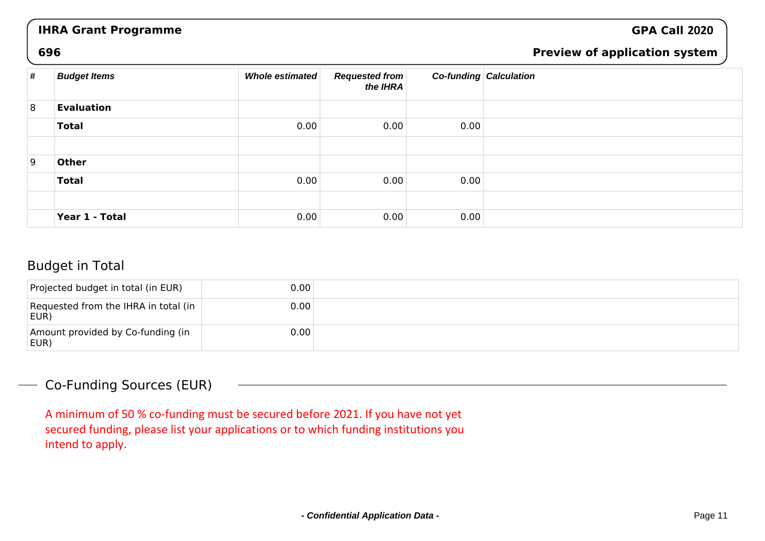| # | Budget Items | Whole estimated | Requested from the IHRA | Co-funding | Calculation |
|---|---|---|---|---|---|
| 8 | **Evaluation** | | | | |
| | **Total** | 0.00 | 0.00 | 0.00 | |
| | | | | | |
| 9 | **Other** | | | | |
| | **Total** | 0.00 | 0.00 | 0.00 | |
| | | | | | |
| | **Year 1 - Total** | 0.00 | 0.00 | 0.00 | |

## Budget in Total

| | | |
|---|---|---|
| Projected budget in total (in EUR) | 0.00 | |
| Requested from the IHRA in total (in EUR) | 0.00 | |
| Amount provided by Co-funding (in EUR) | 0.00 | |

## Co-Funding Sources (EUR)

A minimum of 50 % co-funding must be secured before 2021. If you have not yet secured funding, please list your applications or to which funding institutions you intend to apply.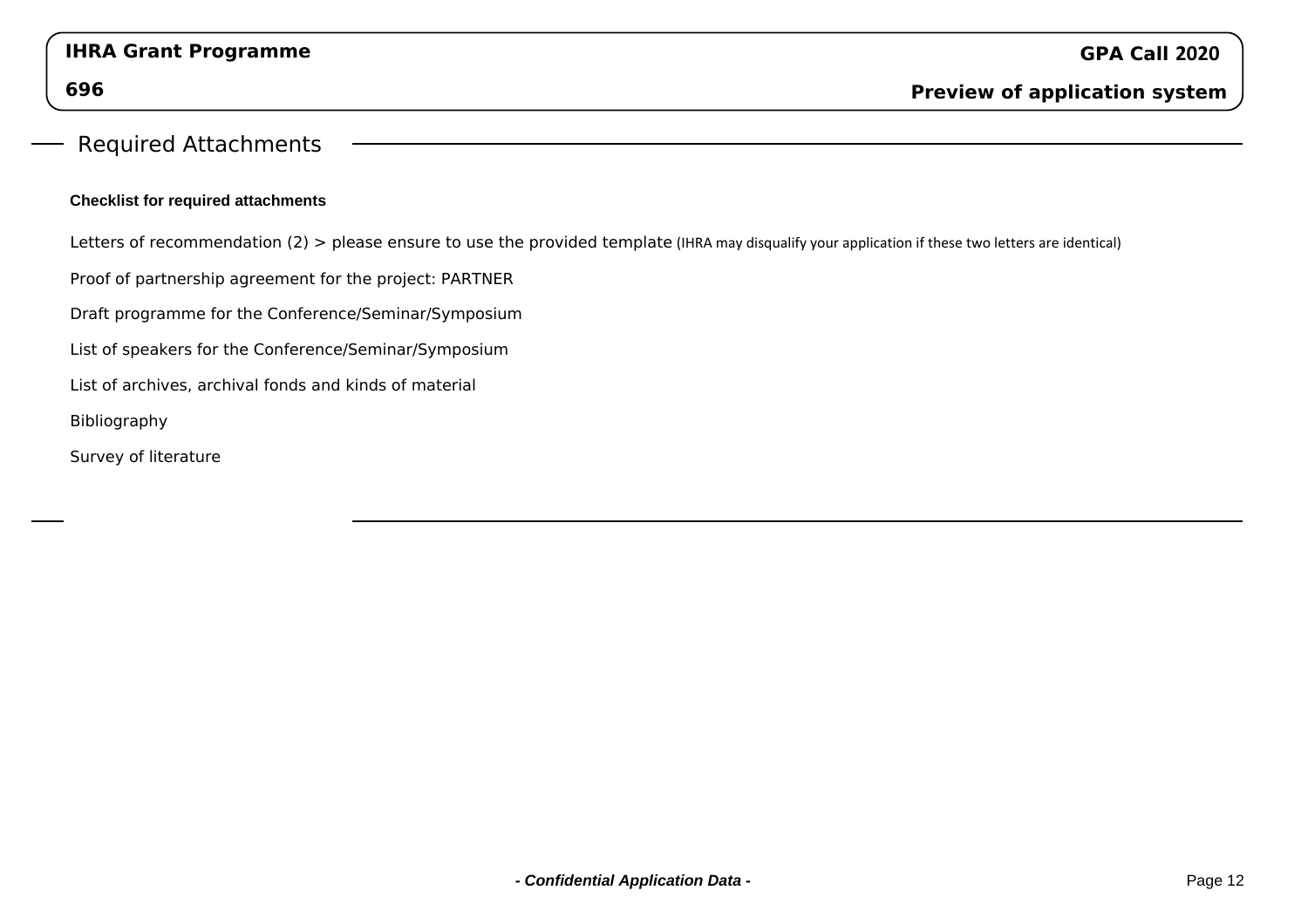## Required Attachments

**Checklist for required attachments**

Letters of recommendation (2) > please ensure to use the provided template (IHRA may disqualify your application if these two letters are identical)

Proof of partnership agreement for the project: PARTNER

Draft programme for the Conference/Seminar/Symposium

List of speakers for the Conference/Seminar/Symposium

List of archives, archival fonds and kinds of material

Bibliography

Survey of literature